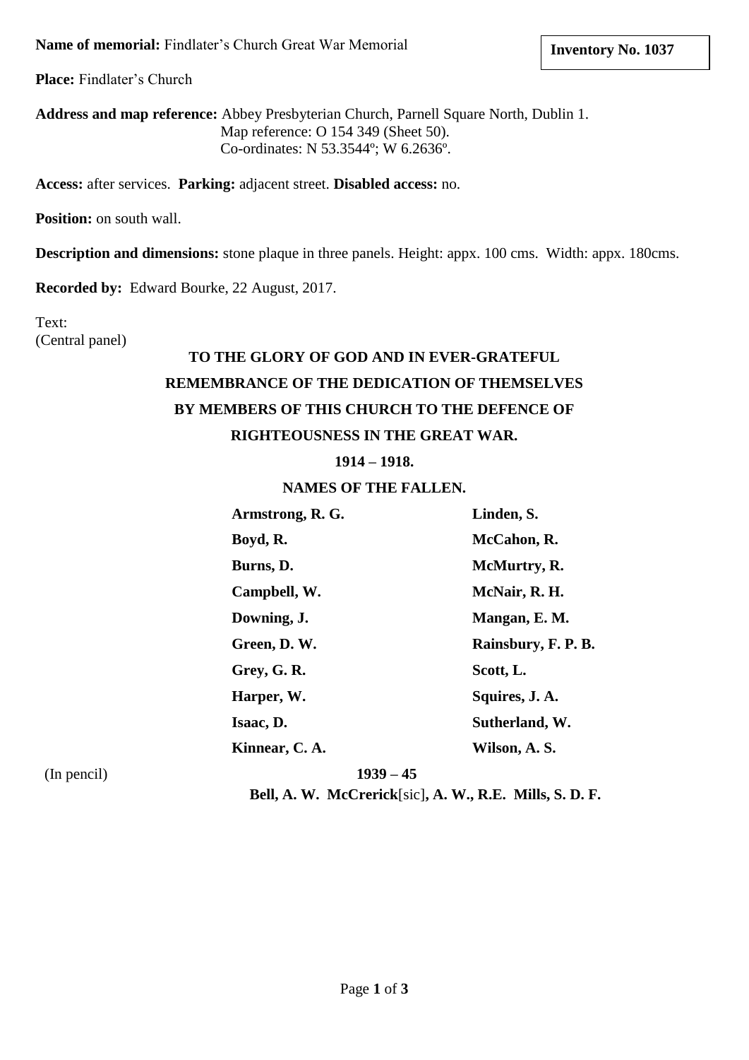**Name of memorial:** Findlater's Church Great War Memorial

**Inventory No. 1037**

**Place:** Findlater's Church

**Address and map reference:** Abbey Presbyterian Church, Parnell Square North, Dublin 1.
Map reference: O 154 349 (Sheet 50).
Co-ordinates: N 53.3544º; W 6.2636º.

**Access:** after services. **Parking:** adjacent street. **Disabled access:** no.

**Position:** on south wall.

**Description and dimensions:** stone plaque in three panels. Height: appx. 100 cms. Width: appx. 180cms.

**Recorded by:** Edward Bourke, 22 August, 2017.

Text:
(Central panel)

**TO THE GLORY OF GOD AND IN EVER-GRATEFUL**
**REMEMBRANCE OF THE DEDICATION OF THEMSELVES**
**BY MEMBERS OF THIS CHURCH TO THE DEFENCE OF**
**RIGHTEOUSNESS IN THE GREAT WAR.**
**1914 – 1918.**

**NAMES OF THE FALLEN.**

| | |
|---|---|
| **Armstrong, R. G.** | **Linden, S.** |
| **Boyd, R.** | **McCahon, R.** |
| **Burns, D.** | **McMurtry, R.** |
| **Campbell, W.** | **McNair, R. H.** |
| **Downing, J.** | **Mangan, E. M.** |
| **Green, D. W.** | **Rainsbury, F. P. B.** |
| **Grey, G. R.** | **Scott, L.** |
| **Harper, W.** | **Squires, J. A.** |
| **Isaac, D.** | **Sutherland, W.** |
| **Kinnear, C. A.** | **Wilson, A. S.** |

(In pencil) **1939 – 45**

**Bell, A. W. McCrerick**[sic]**, A. W., R.E. Mills, S. D. F.**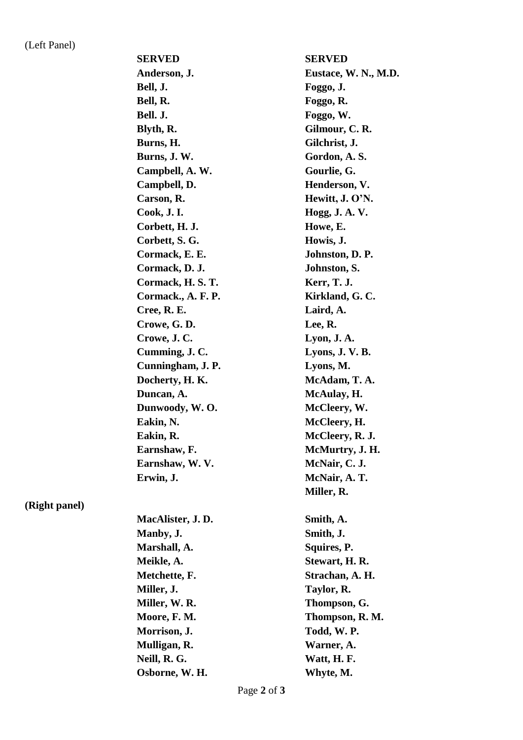(Left Panel)

| **SERVED** | **SERVED** |
|---|---|
| **Anderson, J.** | **Eustace, W. N., M.D.** |
| **Bell, J.** | **Foggo, J.** |
| **Bell, R.** | **Foggo, R.** |
| **Bell. J.** | **Foggo, W.** |
| **Blyth, R.** | **Gilmour, C. R.** |
| **Burns, H.** | **Gilchrist, J.** |
| **Burns, J. W.** | **Gordon, A. S.** |
| **Campbell, A. W.** | **Gourlie, G.** |
| **Campbell, D.** | **Henderson, V.** |
| **Carson, R.** | **Hewitt, J. O'N.** |
| **Cook, J. I.** | **Hogg, J. A. V.** |
| **Corbett, H. J.** | **Howe, E.** |
| **Corbett, S. G.** | **Howis, J.** |
| **Cormack, E. E.** | **Johnston, D. P.** |
| **Cormack, D. J.** | **Johnston, S.** |
| **Cormack, H. S. T.** | **Kerr, T. J.** |
| **Cormack., A. F. P.** | **Kirkland, G. C.** |
| **Cree, R. E.** | **Laird, A.** |
| **Crowe, G. D.** | **Lee, R.** |
| **Crowe, J. C.** | **Lyon, J. A.** |
| **Cumming, J. C.** | **Lyons, J. V. B.** |
| **Cunningham, J. P.** | **Lyons, M.** |
| **Docherty, H. K.** | **McAdam, T. A.** |
| **Duncan, A.** | **McAulay, H.** |
| **Dunwoody, W. O.** | **McCleery, W.** |
| **Eakin, N.** | **McCleery, H.** |
| **Eakin, R.** | **McCleery, R. J.** |
| **Earnshaw, F.** | **McMurtry, J. H.** |
| **Earnshaw, W. V.** | **McNair, C. J.** |
| **Erwin, J.** | **McNair, A. T.** |
| | **Miller, R.** |

**(Right panel)**

| | |
|---|---|
| **MacAlister, J. D.** | **Smith, A.** |
| **Manby, J.** | **Smith, J.** |
| **Marshall, A.** | **Squires, P.** |
| **Meikle, A.** | **Stewart, H. R.** |
| **Metchette, F.** | **Strachan, A. H.** |
| **Miller, J.** | **Taylor, R.** |
| **Miller, W. R.** | **Thompson, G.** |
| **Moore, F. M.** | **Thompson, R. M.** |
| **Morrison, J.** | **Todd, W. P.** |
| **Mulligan, R.** | **Warner, A.** |
| **Neill, R. G.** | **Watt, H. F.** |
| **Osborne, W. H.** | **Whyte, M.** |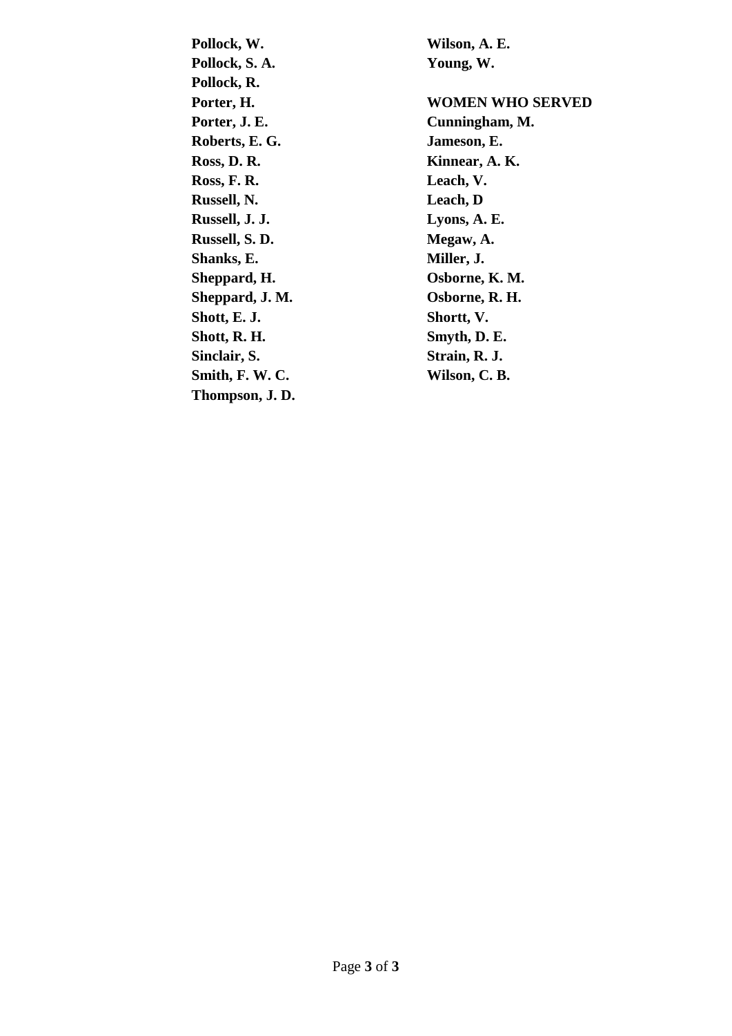**Pollock, W.**
**Pollock, S. A.**
**Pollock, R.**
**Porter, H.**
**Porter, J. E.**
**Roberts, E. G.**
**Ross, D. R.**
**Ross, F. R.**
**Russell, N.**
**Russell, J. J.**
**Russell, S. D.**
**Shanks, E.**
**Sheppard, H.**
**Sheppard, J. M.**
**Shott, E. J.**
**Shott, R. H.**
**Sinclair, S.**
**Smith, F. W. C.**
**Thompson, J. D.**
**Wilson, A. E.**
**Young, W.**

**WOMEN WHO SERVED**

**Cunningham, M.**
**Jameson, E.**
**Kinnear, A. K.**
**Leach, V.**
**Leach, D**
**Lyons, A. E.**
**Megaw, A.**
**Miller, J.**
**Osborne, K. M.**
**Osborne, R. H.**
**Shortt, V.**
**Smyth, D. E.**
**Strain, R. J.**
**Wilson, C. B.**